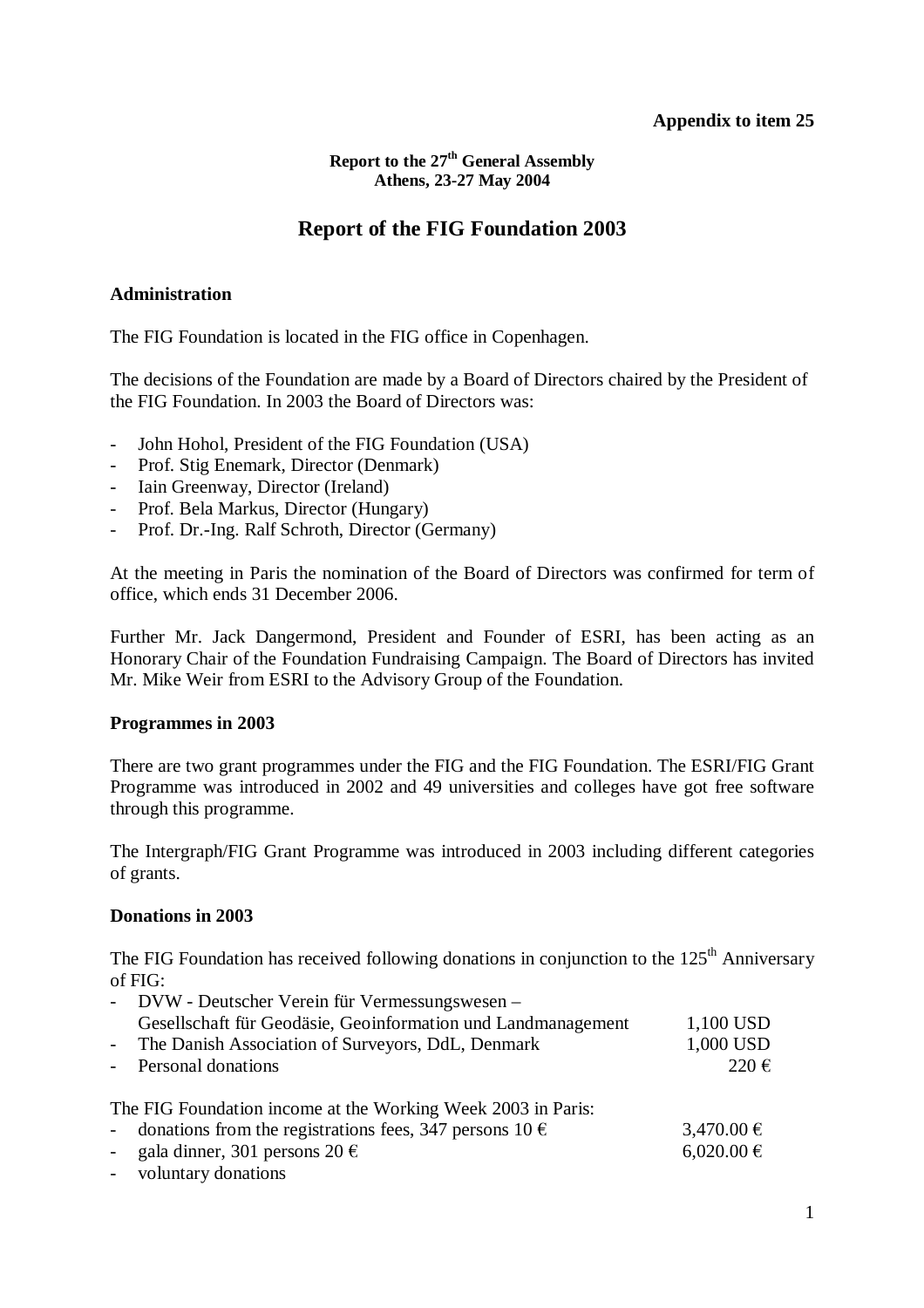**Appendix to item 25**

**Report to the 27th General Assembly**
**Athens, 23-27 May 2004**

# Report of the FIG Foundation 2003

## Administration

The FIG Foundation is located in the FIG office in Copenhagen.

The decisions of the Foundation are made by a Board of Directors chaired by the President of the FIG Foundation. In 2003 the Board of Directors was:

- John Hohol, President of the FIG Foundation (USA)
- Prof. Stig Enemark, Director (Denmark)
- Iain Greenway, Director (Ireland)
- Prof. Bela Markus, Director (Hungary)
- Prof. Dr.-Ing. Ralf Schroth, Director (Germany)

At the meeting in Paris the nomination of the Board of Directors was confirmed for term of office, which ends 31 December 2006.

Further Mr. Jack Dangermond, President and Founder of ESRI, has been acting as an Honorary Chair of the Foundation Fundraising Campaign. The Board of Directors has invited Mr. Mike Weir from ESRI to the Advisory Group of the Foundation.

## Programmes in 2003

There are two grant programmes under the FIG and the FIG Foundation. The ESRI/FIG Grant Programme was introduced in 2002 and 49 universities and colleges have got free software through this programme.

The Intergraph/FIG Grant Programme was introduced in 2003 including different categories of grants.

## Donations in 2003

The FIG Foundation has received following donations in conjunction to the 125th Anniversary of FIG:

- DVW - Deutscher Verein für Vermessungswesen – Gesellschaft für Geodäsie, Geoinformation und Landmanagement — 1,100 USD
- The Danish Association of Surveyors, DdL, Denmark — 1,000 USD
- Personal donations — 220 €

The FIG Foundation income at the Working Week 2003 in Paris:

- donations from the registrations fees, 347 persons 10 € — 3,470.00 €
- gala dinner, 301 persons 20 € — 6,020.00 €
- voluntary donations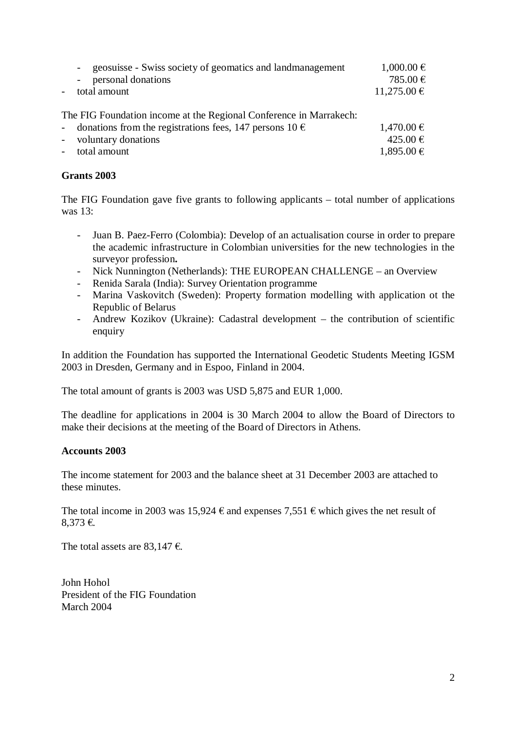- geosuisse - Swiss society of geomatics and landmanagement 1,000.00 €
  - personal donations 785.00 €
- total amount 11,275.00 €

The FIG Foundation income at the Regional Conference in Marrakech:

- donations from the registrations fees, 147 persons 10 € 1,470.00 €
- voluntary donations 425.00 €
- total amount 1,895.00 €

**Grants 2003**

The FIG Foundation gave five grants to following applicants – total number of applications was 13:

- Juan B. Paez-Ferro (Colombia): Develop of an actualisation course in order to prepare the academic infrastructure in Colombian universities for the new technologies in the surveyor profession**.**
- Nick Nunnington (Netherlands): THE EUROPEAN CHALLENGE – an Overview
- Renida Sarala (India): Survey Orientation programme
- Marina Vaskovitch (Sweden): Property formation modelling with application ot the Republic of Belarus
- Andrew Kozikov (Ukraine): Cadastral development – the contribution of scientific enquiry

In addition the Foundation has supported the International Geodetic Students Meeting IGSM 2003 in Dresden, Germany and in Espoo, Finland in 2004.

The total amount of grants is 2003 was USD 5,875 and EUR 1,000.

The deadline for applications in 2004 is 30 March 2004 to allow the Board of Directors to make their decisions at the meeting of the Board of Directors in Athens.

**Accounts 2003**

The income statement for 2003 and the balance sheet at 31 December 2003 are attached to these minutes.

The total income in 2003 was 15,924 € and expenses 7,551 € which gives the net result of 8,373 €.

The total assets are 83,147 €.

John Hohol
President of the FIG Foundation
March 2004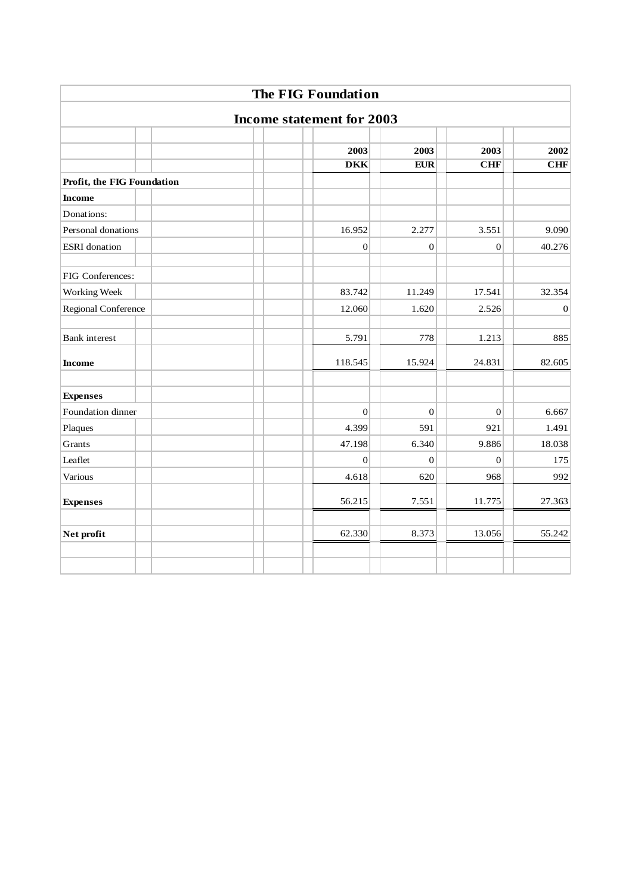# The FIG Foundation

## Income statement for 2003

| | 2003 | 2003 | 2003 | 2002 |
|---|---|---|---|---|
| | **DKK** | **EUR** | **CHF** | **CHF** |
| **Profit, the FIG Foundation** | | | | |
| **Income** | | | | |
| Donations: | | | | |
| Personal donations | 16.952 | 2.277 | 3.551 | 9.090 |
| ESRI donation | 0 | 0 | 0 | 40.276 |
| | | | | |
| FIG Conferences: | | | | |
| Working Week | 83.742 | 11.249 | 17.541 | 32.354 |
| Regional Conference | 12.060 | 1.620 | 2.526 | 0 |
| | | | | |
| Bank interest | 5.791 | 778 | 1.213 | 885 |
| **Income** | 118.545 | 15.924 | 24.831 | 82.605 |
| | | | | |
| **Expenses** | | | | |
| Foundation dinner | 0 | 0 | 0 | 6.667 |
| Plaques | 4.399 | 591 | 921 | 1.491 |
| Grants | 47.198 | 6.340 | 9.886 | 18.038 |
| Leaflet | 0 | 0 | 0 | 175 |
| Various | 4.618 | 620 | 968 | 992 |
| **Expenses** | 56.215 | 7.551 | 11.775 | 27.363 |
| | | | | |
| **Net profit** | 62.330 | 8.373 | 13.056 | 55.242 |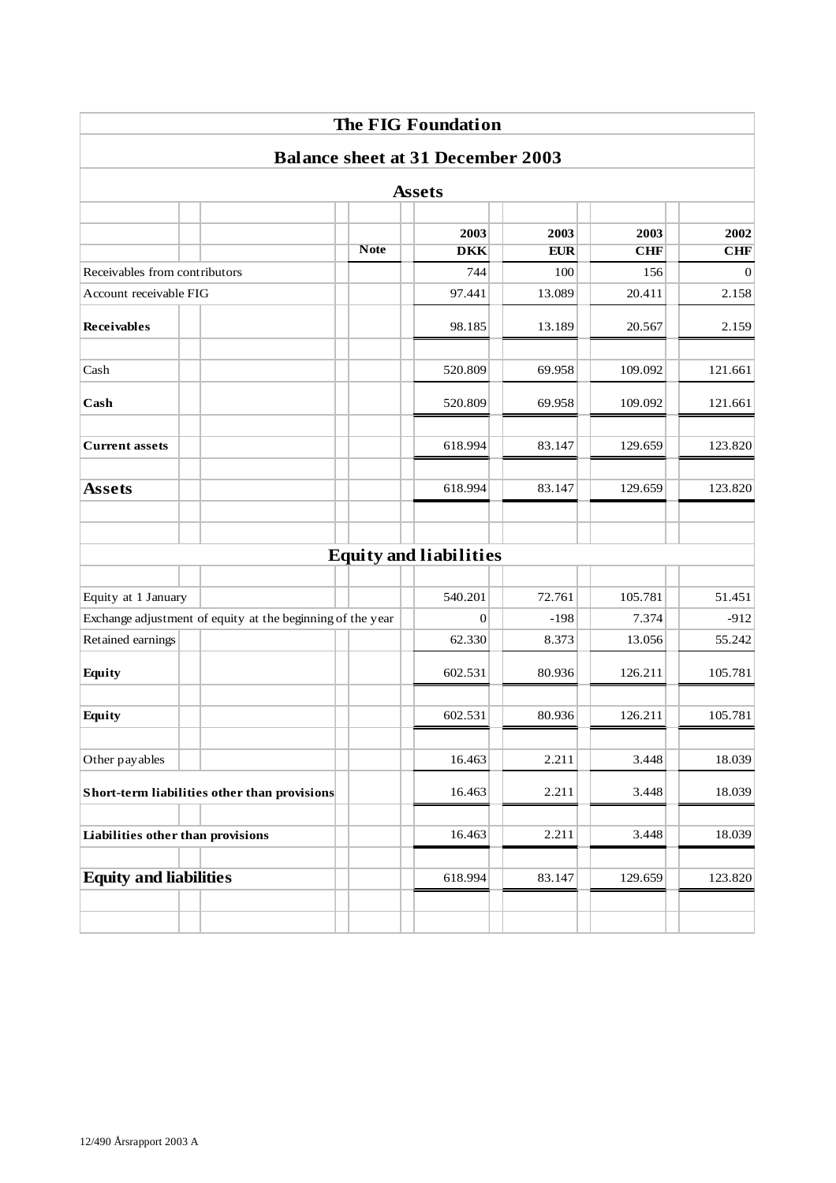# The FIG Foundation

## Balance sheet at 31 December 2003

### Assets

| | Note | 2003 DKK | 2003 EUR | 2003 CHF | 2002 CHF |
|---|---|---|---|---|---|
| Receivables from contributors | | 744 | 100 | 156 | 0 |
| Account receivable FIG | | 97.441 | 13.089 | 20.411 | 2.158 |
| **Receivables** | | 98.185 | 13.189 | 20.567 | 2.159 |
| Cash | | 520.809 | 69.958 | 109.092 | 121.661 |
| **Cash** | | 520.809 | 69.958 | 109.092 | 121.661 |
| **Current assets** | | 618.994 | 83.147 | 129.659 | 123.820 |
| **Assets** | | 618.994 | 83.147 | 129.659 | 123.820 |

### Equity and liabilities

| | Note | 2003 DKK | 2003 EUR | 2003 CHF | 2002 CHF |
|---|---|---|---|---|---|
| Equity at 1 January | | 540.201 | 72.761 | 105.781 | 51.451 |
| Exchange adjustment of equity at the beginning of the year | | 0 | -198 | 7.374 | -912 |
| Retained earnings | | 62.330 | 8.373 | 13.056 | 55.242 |
| **Equity** | | 602.531 | 80.936 | 126.211 | 105.781 |
| **Equity** | | 602.531 | 80.936 | 126.211 | 105.781 |
| Other payables | | 16.463 | 2.211 | 3.448 | 18.039 |
| **Short-term liabilities other than provisions** | | 16.463 | 2.211 | 3.448 | 18.039 |
| **Liabilities other than provisions** | | 16.463 | 2.211 | 3.448 | 18.039 |
| **Equity and liabilities** | | 618.994 | 83.147 | 129.659 | 123.820 |